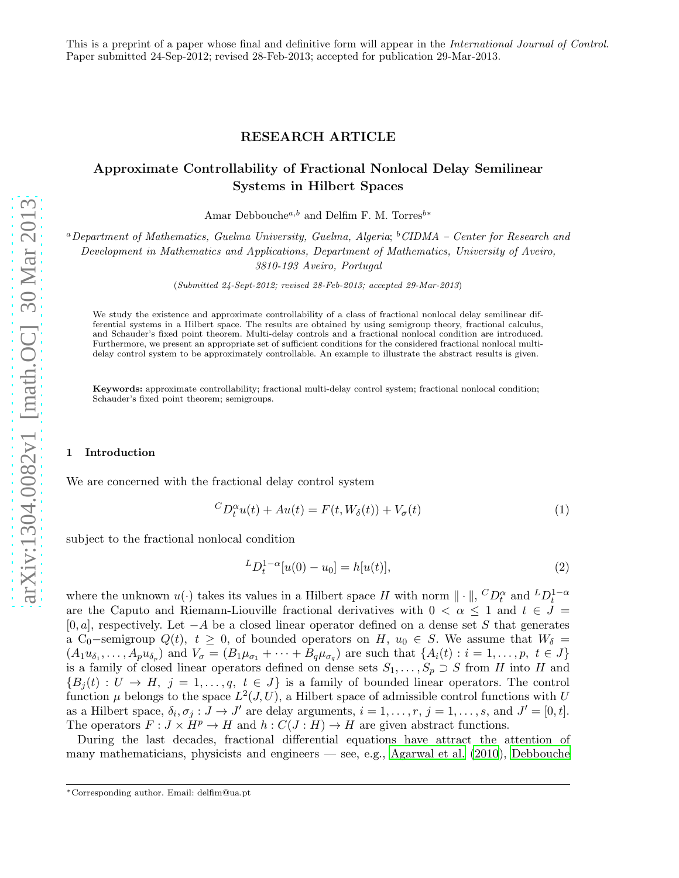This is a preprint of a paper whose final and definitive form will appear in the *International Journal of Control*. Paper submitted 24-Sep-2012; revised 28-Feb-2013; accepted for publication 29-Mar-2013.

**RESEARCH ARTICLE**

# Approximate Controllability of Fractional Nonlocal Delay Semilinear Systems in Hilbert Spaces

Amar Debbouche[a,b] and Delfim F. M. Torres[b*]

[a] *Department of Mathematics, Guelma University, Guelma, Algeria*; [b] *CIDMA – Center for Research and Development in Mathematics and Applications, Department of Mathematics, University of Aveiro, 3810-193 Aveiro, Portugal*

(*Submitted 24-Sept-2012; revised 28-Feb-2013; accepted 29-Mar-2013*)

We study the existence and approximate controllability of a class of fractional nonlocal delay semilinear differential systems in a Hilbert space. The results are obtained by using semigroup theory, fractional calculus, and Schauder's fixed point theorem. Multi-delay controls and a fractional nonlocal condition are introduced. Furthermore, we present an appropriate set of sufficient conditions for the considered fractional nonlocal multi-delay control system to be approximately controllable. An example to illustrate the abstract results is given.

**Keywords:** approximate controllability; fractional multi-delay control system; fractional nonlocal condition; Schauder's fixed point theorem; semigroups.

## 1 Introduction

We are concerned with the fractional delay control system

$$^{C}D_t^{\alpha}u(t) + Au(t) = F(t, W_\delta(t)) + V_\sigma(t) \tag{1}$$

subject to the fractional nonlocal condition

$$^{L}D_t^{1-\alpha}[u(0) - u_0] = h[u(t)], \tag{2}$$

where the unknown $u(\cdot)$ takes its values in a Hilbert space $H$ with norm $\|\cdot\|$, $^{C}D_t^{\alpha}$ and $^{L}D_t^{1-\alpha}$ are the Caputo and Riemann-Liouville fractional derivatives with $0 < \alpha \leq 1$ and $t \in J = [0, a]$, respectively. Let $-A$ be a closed linear operator defined on a dense set $S$ that generates a $C_0-$semigroup $Q(t)$, $t \geq 0$, of bounded operators on $H$, $u_0 \in S$. We assume that $W_\delta = (A_1 u_{\delta_1}, \dots, A_p u_{\delta_p})$ and $V_\sigma = (B_1 \mu_{\sigma_1} + \cdots + B_q \mu_{\sigma_q})$ are such that $\{A_i(t) : i = 1, \dots, p,\ t \in J\}$ is a family of closed linear operators defined on dense sets $S_1, \dots, S_p \supset S$ from $H$ into $H$ and $\{B_j(t) : U \to H,\ j = 1, \dots, q,\ t \in J\}$ is a family of bounded linear operators. The control function $\mu$ belongs to the space $L^2(J, U)$, a Hilbert space of admissible control functions with $U$ as a Hilbert space, $\delta_i, \sigma_j : J \to J'$ are delay arguments, $i = 1, \dots, r$, $j = 1, \dots, s$, and $J' = [0, t]$. The operators $F : J \times H^p \to H$ and $h : C(J : H) \to H$ are given abstract functions.

During the last decades, fractional differential equations have attract the attention of many mathematicians, physicists and engineers — see, e.g., Agarwal et al. (2010), Debbouche

---

*Corresponding author. Email: delfim@ua.pt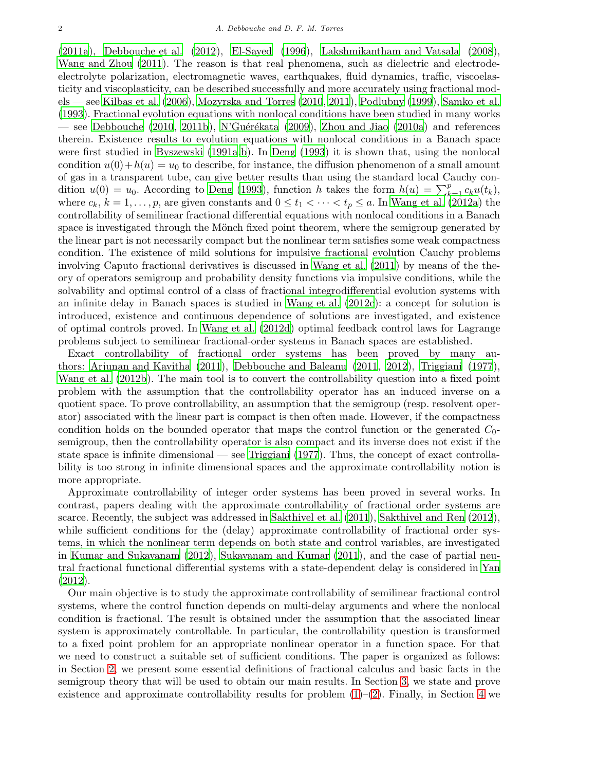(2011a), Debbouche et al. (2012), El-Sayed (1996), Lakshmikantham and Vatsala (2008), Wang and Zhou (2011). The reason is that real phenomena, such as dielectric and electrode-electrolyte polarization, electromagnetic waves, earthquakes, fluid dynamics, traffic, viscoelasticity and viscoplasticity, can be described successfully and more accurately using fractional models — see Kilbas et al. (2006), Mozyrska and Torres (2010, 2011), Podlubny (1999), Samko et al. (1993). Fractional evolution equations with nonlocal conditions have been studied in many works — see Debbouche (2010, 2011b), N'Guérékata (2009), Zhou and Jiao (2010a) and references therein. Existence results to evolution equations with nonlocal conditions in a Banach space were first studied in Byszewski (1991a,b). In Deng (1993) it is shown that, using the nonlocal condition $u(0)+h(u) = u_0$ to describe, for instance, the diffusion phenomenon of a small amount of gas in a transparent tube, can give better results than using the standard local Cauchy condition $u(0) = u_0$. According to Deng (1993), function $h$ takes the form $h(u) = \sum_{k=1}^{p} c_k u(t_k)$, where $c_k$, $k = 1, \ldots, p$, are given constants and $0 \leq t_1 < \cdots < t_p \leq a$. In Wang et al. (2012a) the controllability of semilinear fractional differential equations with nonlocal conditions in a Banach space is investigated through the Mönch fixed point theorem, where the semigroup generated by the linear part is not necessarily compact but the nonlinear term satisfies some weak compactness condition. The existence of mild solutions for impulsive fractional evolution Cauchy problems involving Caputo fractional derivatives is discussed in Wang et al. (2011) by means of the theory of operators semigroup and probability density functions via impulsive conditions, while the solvability and optimal control of a class of fractional integrodifferential evolution systems with an infinite delay in Banach spaces is studied in Wang et al. (2012c): a concept for solution is introduced, existence and continuous dependence of solutions are investigated, and existence of optimal controls proved. In Wang et al. (2012d) optimal feedback control laws for Lagrange problems subject to semilinear fractional-order systems in Banach spaces are established.

Exact controllability of fractional order systems has been proved by many authors: Arjunan and Kavitha (2011), Debbouche and Baleanu (2011, 2012), Triggiani (1977), Wang et al. (2012b). The main tool is to convert the controllability question into a fixed point problem with the assumption that the controllability operator has an induced inverse on a quotient space. To prove controllability, an assumption that the semigroup (resp. resolvent operator) associated with the linear part is compact is then often made. However, if the compactness condition holds on the bounded operator that maps the control function or the generated $C_0$-semigroup, then the controllability operator is also compact and its inverse does not exist if the state space is infinite dimensional — see Triggiani (1977). Thus, the concept of exact controllability is too strong in infinite dimensional spaces and the approximate controllability notion is more appropriate.

Approximate controllability of integer order systems has been proved in several works. In contrast, papers dealing with the approximate controllability of fractional order systems are scarce. Recently, the subject was addressed in Sakthivel et al. (2011), Sakthivel and Ren (2012), while sufficient conditions for the (delay) approximate controllability of fractional order systems, in which the nonlinear term depends on both state and control variables, are investigated in Kumar and Sukavanam (2012), Sukavanam and Kumar (2011), and the case of partial neutral fractional functional differential systems with a state-dependent delay is considered in Yan (2012).

Our main objective is to study the approximate controllability of semilinear fractional control systems, where the control function depends on multi-delay arguments and where the nonlocal condition is fractional. The result is obtained under the assumption that the associated linear system is approximately controllable. In particular, the controllability question is transformed to a fixed point problem for an appropriate nonlinear operator in a function space. For that we need to construct a suitable set of sufficient conditions. The paper is organized as follows: in Section 2, we present some essential definitions of fractional calculus and basic facts in the semigroup theory that will be used to obtain our main results. In Section 3, we state and prove existence and approximate controllability results for problem (1)–(2). Finally, in Section 4 we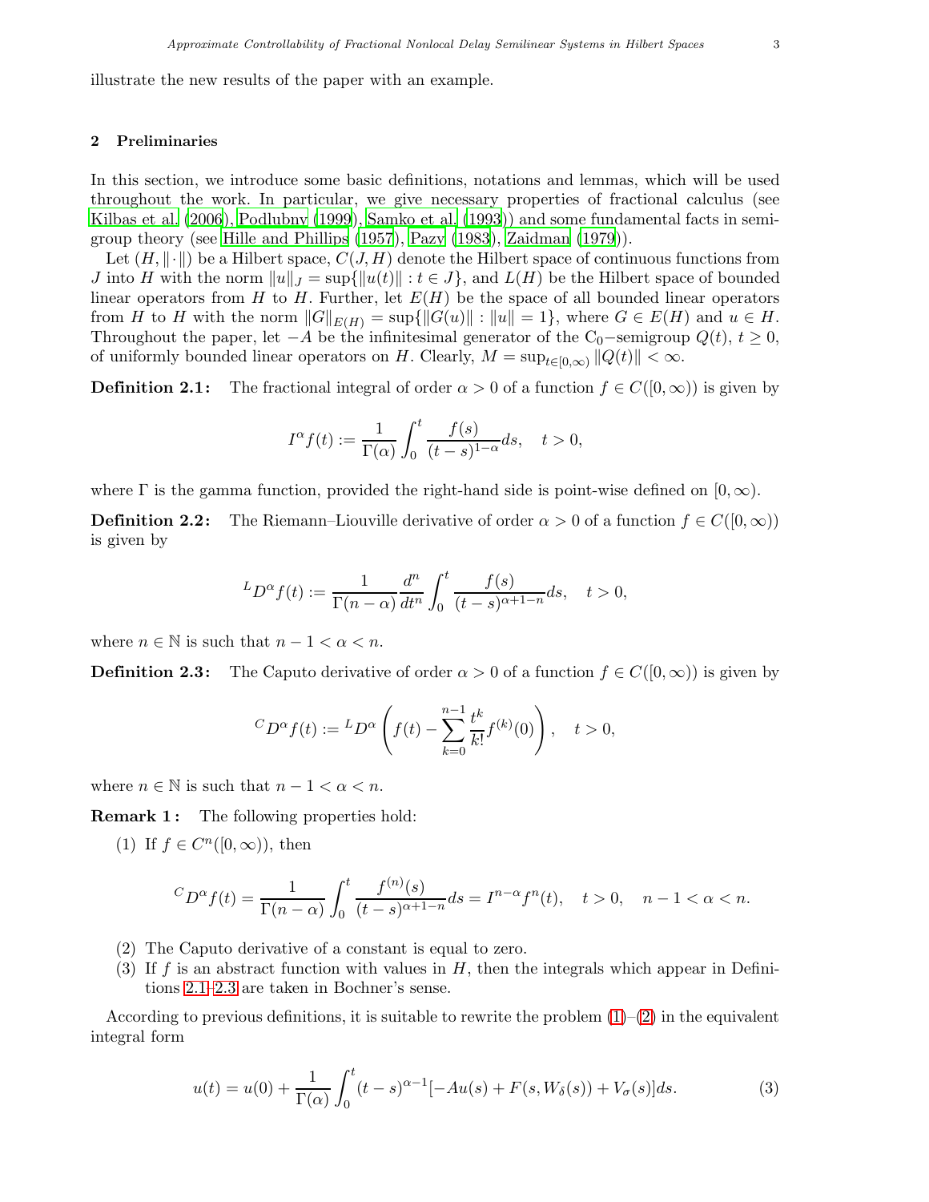illustrate the new results of the paper with an example.

## 2 Preliminaries

In this section, we introduce some basic definitions, notations and lemmas, which will be used throughout the work. In particular, we give necessary properties of fractional calculus (see Kilbas et al. (2006), Podlubny (1999), Samko et al. (1993)) and some fundamental facts in semigroup theory (see Hille and Phillips (1957), Pazy (1983), Zaidman (1979)).

Let $(H, \|\cdot\|)$ be a Hilbert space, $C(J,H)$ denote the Hilbert space of continuous functions from $J$ into $H$ with the norm $\|u\|_J = \sup\{\|u(t)\| : t \in J\}$, and $L(H)$ be the Hilbert space of bounded linear operators from $H$ to $H$. Further, let $E(H)$ be the space of all bounded linear operators from $H$ to $H$ with the norm $\|G\|_{E(H)} = \sup\{\|G(u)\| : \|u\| = 1\}$, where $G \in E(H)$ and $u \in H$. Throughout the paper, let $-A$ be the infinitesimal generator of the $C_0-$semigroup $Q(t)$, $t \geq 0$, of uniformly bounded linear operators on $H$. Clearly, $M = \sup_{t\in[0,\infty)} \|Q(t)\| < \infty$.

**Definition 2.1:** The fractional integral of order $\alpha > 0$ of a function $f \in C([0,\infty))$ is given by

$$I^{\alpha} f(t) := \frac{1}{\Gamma(\alpha)} \int_0^t \frac{f(s)}{(t-s)^{1-\alpha}} ds, \quad t > 0,$$

where $\Gamma$ is the gamma function, provided the right-hand side is point-wise defined on $[0,\infty)$.

**Definition 2.2:** The Riemann–Liouville derivative of order $\alpha > 0$ of a function $f \in C([0,\infty))$ is given by

$${}^{L}D^{\alpha} f(t) := \frac{1}{\Gamma(n-\alpha)} \frac{d^n}{dt^n} \int_0^t \frac{f(s)}{(t-s)^{\alpha+1-n}} ds, \quad t > 0,$$

where $n \in \mathbb{N}$ is such that $n-1 < \alpha < n$.

**Definition 2.3:** The Caputo derivative of order $\alpha > 0$ of a function $f \in C([0,\infty))$ is given by

$${}^{C}D^{\alpha} f(t) := {}^{L}D^{\alpha} \left( f(t) - \sum_{k=0}^{n-1} \frac{t^k}{k!} f^{(k)}(0) \right), \quad t > 0,$$

where $n \in \mathbb{N}$ is such that $n-1 < \alpha < n$.

**Remark 1:** The following properties hold:

1. If $f \in C^n([0,\infty))$, then

$${}^{C}D^{\alpha} f(t) = \frac{1}{\Gamma(n-\alpha)} \int_0^t \frac{f^{(n)}(s)}{(t-s)^{\alpha+1-n}} ds = I^{n-\alpha} f^n(t), \quad t > 0, \quad n-1 < \alpha < n.$$

2. The Caputo derivative of a constant is equal to zero.
3. If $f$ is an abstract function with values in $H$, then the integrals which appear in Definitions 2.1–2.3 are taken in Bochner's sense.

According to previous definitions, it is suitable to rewrite the problem (1)–(2) in the equivalent integral form

$$u(t) = u(0) + \frac{1}{\Gamma(\alpha)} \int_0^t (t-s)^{\alpha-1} [-Au(s) + F(s, W_\delta(s)) + V_\sigma(s)] ds. \tag{3}$$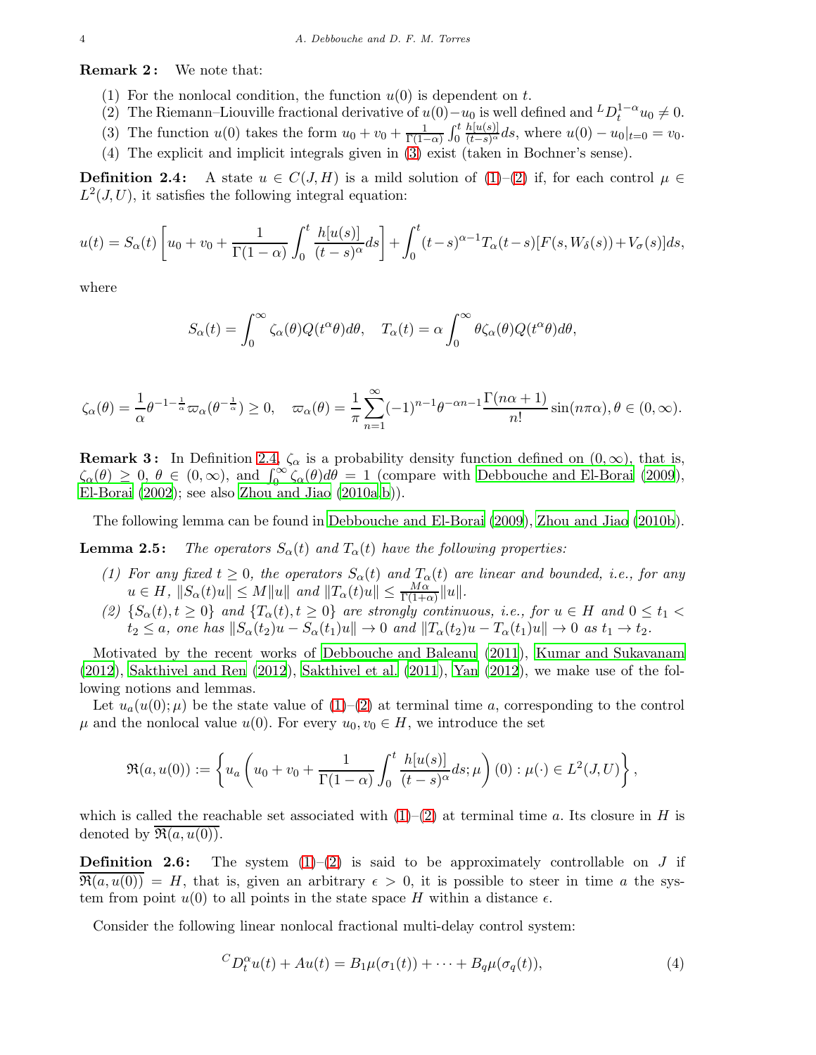**Remark 2:** We note that:

1. For the nonlocal condition, the function $u(0)$ is dependent on $t$.
2. The Riemann–Liouville fractional derivative of $u(0)-u_0$ is well defined and ${}^L D_t^{1-\alpha} u_0 \neq 0$.
3. The function $u(0)$ takes the form $u_0 + v_0 + \frac{1}{\Gamma(1-\alpha)} \int_0^t \frac{h[u(s)]}{(t-s)^\alpha} ds$, where $u(0) - u_0|_{t=0} = v_0$.
4. The explicit and implicit integrals given in (3) exist (taken in Bochner's sense).

**Definition 2.4:** A state $u \in C(J, H)$ is a mild solution of (1)–(2) if, for each control $\mu \in L^2(J, U)$, it satisfies the following integral equation:

$$u(t) = S_\alpha(t)\left[u_0 + v_0 + \frac{1}{\Gamma(1-\alpha)} \int_0^t \frac{h[u(s)]}{(t-s)^\alpha} ds\right] + \int_0^t (t-s)^{\alpha-1} T_\alpha(t-s)[F(s, W_\delta(s)) + V_\sigma(s)] ds,$$

where

$$S_\alpha(t) = \int_0^\infty \zeta_\alpha(\theta) Q(t^\alpha \theta) d\theta, \quad T_\alpha(t) = \alpha \int_0^\infty \theta \zeta_\alpha(\theta) Q(t^\alpha \theta) d\theta,$$

$$\zeta_\alpha(\theta) = \frac{1}{\alpha} \theta^{-1-\frac{1}{\alpha}} \varpi_\alpha(\theta^{-\frac{1}{\alpha}}) \geq 0, \quad \varpi_\alpha(\theta) = \frac{1}{\pi} \sum_{n=1}^\infty (-1)^{n-1} \theta^{-\alpha n - 1} \frac{\Gamma(n\alpha + 1)}{n!} \sin(n\pi\alpha), \theta \in (0, \infty).$$

**Remark 3:** In Definition 2.4, $\zeta_\alpha$ is a probability density function defined on $(0, \infty)$, that is, $\zeta_\alpha(\theta) \geq 0$, $\theta \in (0, \infty)$, and $\int_0^\infty \zeta_\alpha(\theta) d\theta = 1$ (compare with Debbouche and El-Borai (2009), El-Borai (2002); see also Zhou and Jiao (2010a,b)).

The following lemma can be found in Debbouche and El-Borai (2009), Zhou and Jiao (2010b).

**Lemma 2.5:** *The operators $S_\alpha(t)$ and $T_\alpha(t)$ have the following properties:*

*(1) For any fixed $t \geq 0$, the operators $S_\alpha(t)$ and $T_\alpha(t)$ are linear and bounded, i.e., for any $u \in H$, $\|S_\alpha(t)u\| \leq M\|u\|$ and $\|T_\alpha(t)u\| \leq \frac{M\alpha}{\Gamma(1+\alpha)}\|u\|$.*

*(2) $\{S_\alpha(t), t \geq 0\}$ and $\{T_\alpha(t), t \geq 0\}$ are strongly continuous, i.e., for $u \in H$ and $0 \leq t_1 < t_2 \leq a$, one has $\|S_\alpha(t_2)u - S_\alpha(t_1)u\| \to 0$ and $\|T_\alpha(t_2)u - T_\alpha(t_1)u\| \to 0$ as $t_1 \to t_2$.*

Motivated by the recent works of Debbouche and Baleanu (2011), Kumar and Sukavanam (2012), Sakthivel and Ren (2012), Sakthivel et al. (2011), Yan (2012), we make use of the following notions and lemmas.

Let $u_a(u(0); \mu)$ be the state value of (1)–(2) at terminal time $a$, corresponding to the control $\mu$ and the nonlocal value $u(0)$. For every $u_0, v_0 \in H$, we introduce the set

$$\mathfrak{R}(a, u(0)) := \left\{ u_a\left(u_0 + v_0 + \frac{1}{\Gamma(1-\alpha)} \int_0^t \frac{h[u(s)]}{(t-s)^\alpha} ds; \mu\right)(0) : \mu(\cdot) \in L^2(J, U) \right\},$$

which is called the reachable set associated with (1)–(2) at terminal time $a$. Its closure in $H$ is denoted by $\overline{\mathfrak{R}(a, u(0))}$.

**Definition 2.6:** The system (1)–(2) is said to be approximately controllable on $J$ if $\overline{\mathfrak{R}(a, u(0))} = H$, that is, given an arbitrary $\epsilon > 0$, it is possible to steer in time $a$ the system from point $u(0)$ to all points in the state space $H$ within a distance $\epsilon$.

Consider the following linear nonlocal fractional multi-delay control system:

$${}^C D_t^\alpha u(t) + Au(t) = B_1 \mu(\sigma_1(t)) + \cdots + B_q \mu(\sigma_q(t)), \tag{4}$$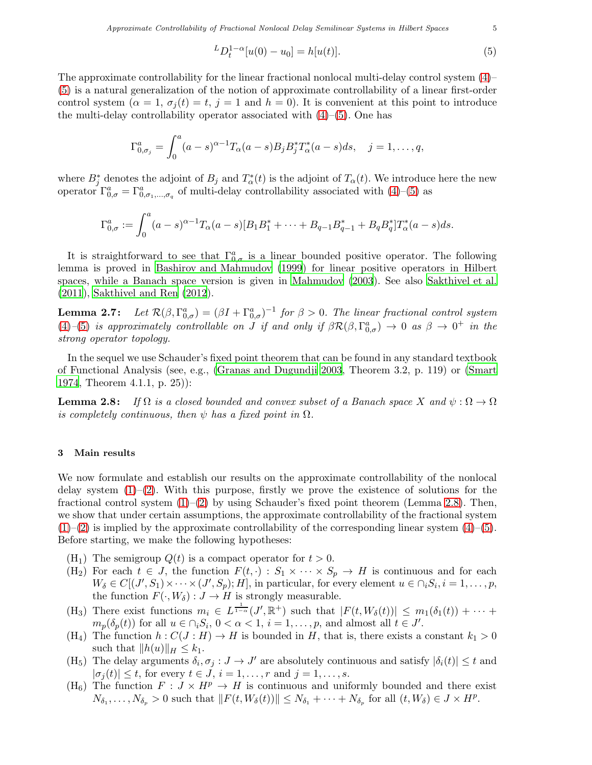$$^{L}D_t^{1-\alpha}[u(0) - u_0] = h[u(t)]. \tag{5}$$

The approximate controllability for the linear fractional nonlocal multi-delay control system (4)–(5) is a natural generalization of the notion of approximate controllability of a linear first-order control system ($\alpha = 1$, $\sigma_j(t) = t$, $j = 1$ and $h = 0$). It is convenient at this point to introduce the multi-delay controllability operator associated with (4)–(5). One has

$$\Gamma_{0,\sigma_j}^{a} = \int_0^a (a-s)^{\alpha-1} T_\alpha(a-s) B_j B_j^* T_\alpha^*(a-s) ds, \quad j = 1, \ldots, q,$$

where $B_j^*$ denotes the adjoint of $B_j$ and $T_\alpha^*(t)$ is the adjoint of $T_\alpha(t)$. We introduce here the new operator $\Gamma_{0,\sigma}^{a} = \Gamma_{0,\sigma_1,\ldots,\sigma_q}^{a}$ of multi-delay controllability associated with (4)–(5) as

$$\Gamma_{0,\sigma}^{a} := \int_0^a (a-s)^{\alpha-1} T_\alpha(a-s)[B_1 B_1^* + \cdots + B_{q-1} B_{q-1}^* + B_q B_q^*] T_\alpha^*(a-s) ds.$$

It is straightforward to see that $\Gamma_{0,\sigma}^{a}$ is a linear bounded positive operator. The following lemma is proved in Bashirov and Mahmudov (1999) for linear positive operators in Hilbert spaces, while a Banach space version is given in Mahmudov (2003). See also Sakthivel et al. (2011), Sakthivel and Ren (2012).

**Lemma 2.7:** *Let $\mathcal{R}(\beta, \Gamma_{0,\sigma}^{a}) = (\beta I + \Gamma_{0,\sigma}^{a})^{-1}$ for $\beta > 0$. The linear fractional control system (4)–(5) is approximately controllable on $J$ if and only if $\beta \mathcal{R}(\beta, \Gamma_{0,\sigma}^{a}) \to 0$ as $\beta \to 0^+$ in the strong operator topology.*

In the sequel we use Schauder's fixed point theorem that can be found in any standard textbook of Functional Analysis (see, e.g., (Granas and Dugundji 2003, Theorem 3.2, p. 119) or (Smart 1974, Theorem 4.1.1, p. 25)):

**Lemma 2.8:** *If $\Omega$ is a closed bounded and convex subset of a Banach space $X$ and $\psi : \Omega \to \Omega$ is completely continuous, then $\psi$ has a fixed point in $\Omega$.*

## 3 Main results

We now formulate and establish our results on the approximate controllability of the nonlocal delay system (1)–(2). With this purpose, firstly we prove the existence of solutions for the fractional control system (1)–(2) by using Schauder's fixed point theorem (Lemma 2.8). Then, we show that under certain assumptions, the approximate controllability of the fractional system (1)–(2) is implied by the approximate controllability of the corresponding linear system (4)–(5). Before starting, we make the following hypotheses:

- ($H_1$) The semigroup $Q(t)$ is a compact operator for $t > 0$.
- ($H_2$) For each $t \in J$, the function $F(t, \cdot) : S_1 \times \cdots \times S_p \to H$ is continuous and for each $W_\delta \in C[(J', S_1) \times \cdots \times (J', S_p); H]$, in particular, for every element $u \in \cap_i S_i$, $i = 1, \ldots, p$, the function $F(\cdot, W_\delta) : J \to H$ is strongly measurable.
- ($H_3$) There exist functions $m_i \in L^{\frac{1}{1-\alpha}}(J', \mathbb{R}^+)$ such that $|F(t, W_\delta(t))| \leq m_1(\delta_1(t)) + \cdots + m_p(\delta_p(t))$ for all $u \in \cap_i S_i$, $0 < \alpha < 1$, $i = 1, \ldots, p$, and almost all $t \in J'$.
- ($H_4$) The function $h : C(J : H) \to H$ is bounded in $H$, that is, there exists a constant $k_1 > 0$ such that $\|h(u)\|_H \leq k_1$.
- ($H_5$) The delay arguments $\delta_i, \sigma_j : J \to J'$ are absolutely continuous and satisfy $|\delta_i(t)| \leq t$ and $|\sigma_j(t)| \leq t$, for every $t \in J$, $i = 1, \ldots, r$ and $j = 1, \ldots, s$.
- ($H_6$) The function $F : J \times H^p \to H$ is continuous and uniformly bounded and there exist $N_{\delta_1}, \ldots, N_{\delta_p} > 0$ such that $\|F(t, W_\delta(t))\| \leq N_{\delta_1} + \cdots + N_{\delta_p}$ for all $(t, W_\delta) \in J \times H^p$.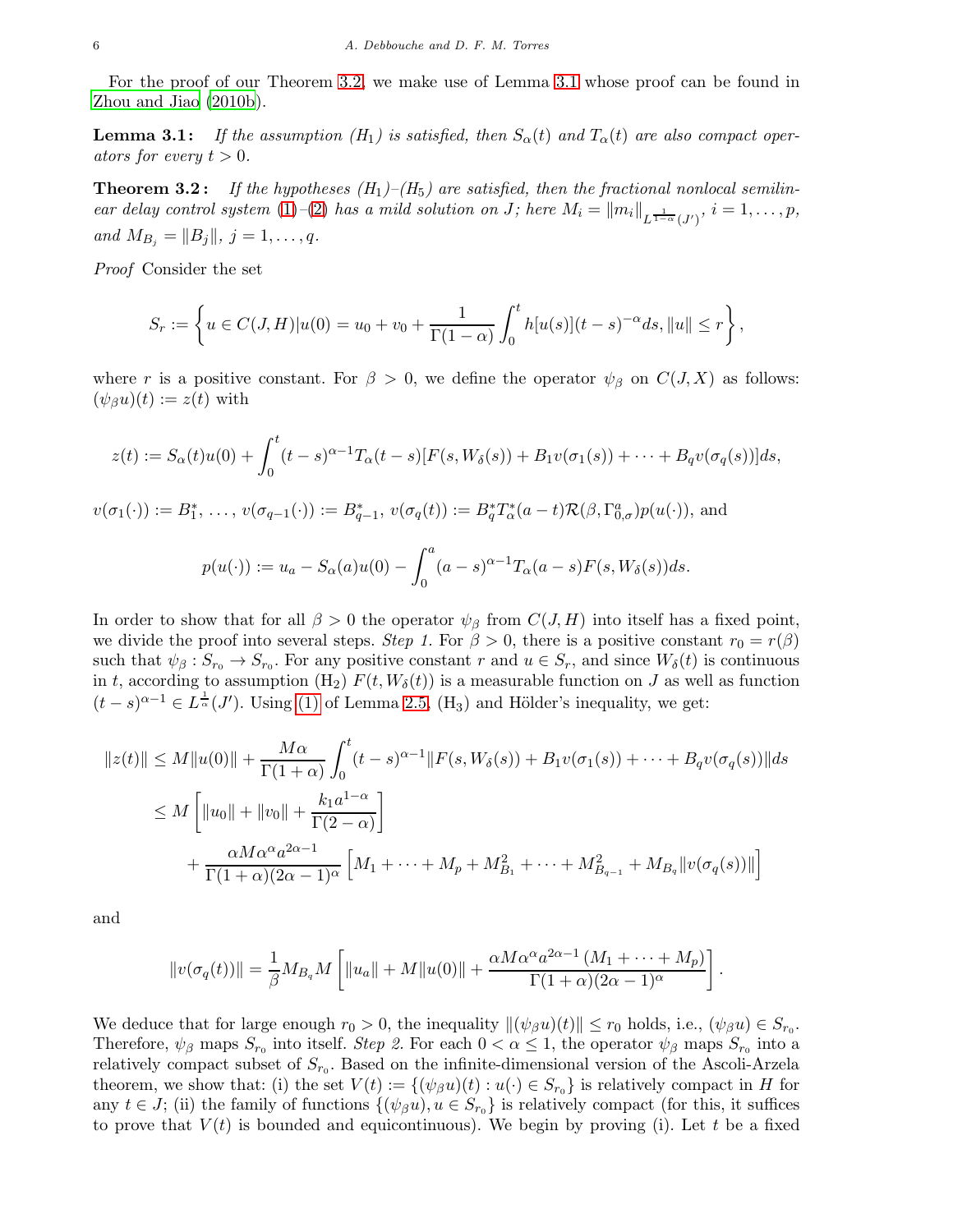For the proof of our Theorem 3.2, we make use of Lemma 3.1 whose proof can be found in Zhou and Jiao (2010b).

**Lemma 3.1:** *If the assumption $(H_1)$ is satisfied, then $S_\alpha(t)$ and $T_\alpha(t)$ are also compact operators for every $t > 0$.*

**Theorem 3.2:** *If the hypotheses $(H_1)$–$(H_5)$ are satisfied, then the fractional nonlocal semilinear delay control system (1)–(2) has a mild solution on $J$; here $M_i = \|m_i\|_{L^{\frac{1}{1-\alpha}}(J')}$, $i = 1, \ldots, p$, and $M_{B_j} = \|B_j\|$, $j = 1, \ldots, q$.*

*Proof* Consider the set

$$S_r := \left\{ u \in C(J, H) | u(0) = u_0 + v_0 + \frac{1}{\Gamma(1-\alpha)} \int_0^t h[u(s)](t-s)^{-\alpha} ds, \|u\| \le r \right\},$$

where $r$ is a positive constant. For $\beta > 0$, we define the operator $\psi_\beta$ on $C(J, X)$ as follows: $(\psi_\beta u)(t) := z(t)$ with

$$z(t) := S_\alpha(t)u(0) + \int_0^t (t-s)^{\alpha-1} T_\alpha(t-s)[F(s, W_\delta(s)) + B_1 v(\sigma_1(s)) + \cdots + B_q v(\sigma_q(s))] ds,$$

$v(\sigma_1(\cdot)) := B_1^*, \ldots, v(\sigma_{q-1}(\cdot)) := B_{q-1}^*$, $v(\sigma_q(t)) := B_q^* T_\alpha^*(a-t)\mathcal{R}(\beta, \Gamma_{0,\sigma}^a) p(u(\cdot))$, and

$$p(u(\cdot)) := u_a - S_\alpha(a)u(0) - \int_0^a (a-s)^{\alpha-1} T_\alpha(a-s) F(s, W_\delta(s)) ds.$$

In order to show that for all $\beta > 0$ the operator $\psi_\beta$ from $C(J, H)$ into itself has a fixed point, we divide the proof into several steps. *Step 1.* For $\beta > 0$, there is a positive constant $r_0 = r(\beta)$ such that $\psi_\beta : S_{r_0} \to S_{r_0}$. For any positive constant $r$ and $u \in S_r$, and since $W_\delta(t)$ is continuous in $t$, according to assumption (H$_2$) $F(t, W_\delta(t))$ is a measurable function on $J$ as well as function $(t-s)^{\alpha-1} \in L^{\frac{1}{\alpha}}(J')$. Using (1) of Lemma 2.5, (H$_3$) and Hölder's inequality, we get:

$$\begin{aligned}
\|z(t)\| &\le M\|u(0)\| + \frac{M\alpha}{\Gamma(1+\alpha)} \int_0^t (t-s)^{\alpha-1} \|F(s, W_\delta(s)) + B_1 v(\sigma_1(s)) + \cdots + B_q v(\sigma_q(s))\| ds \\
&\le M\left[\|u_0\| + \|v_0\| + \frac{k_1 a^{1-\alpha}}{\Gamma(2-\alpha)}\right] \\
&\quad + \frac{\alpha M \alpha^\alpha a^{2\alpha-1}}{\Gamma(1+\alpha)(2\alpha-1)^\alpha}\left[M_1 + \cdots + M_p + M_{B_1}^2 + \cdots + M_{B_{q-1}}^2 + M_{B_q}\|v(\sigma_q(s))\|\right]
\end{aligned}$$

and

$$\|v(\sigma_q(t))\| = \frac{1}{\beta} M_{B_q} M \left[\|u_a\| + M\|u(0)\| + \frac{\alpha M \alpha^\alpha a^{2\alpha-1}(M_1 + \cdots + M_p)}{\Gamma(1+\alpha)(2\alpha-1)^\alpha}\right].$$

We deduce that for large enough $r_0 > 0$, the inequality $\|(\psi_\beta u)(t)\| \le r_0$ holds, i.e., $(\psi_\beta u) \in S_{r_0}$. Therefore, $\psi_\beta$ maps $S_{r_0}$ into itself. *Step 2.* For each $0 < \alpha \le 1$, the operator $\psi_\beta$ maps $S_{r_0}$ into a relatively compact subset of $S_{r_0}$. Based on the infinite-dimensional version of the Ascoli-Arzela theorem, we show that: (i) the set $V(t) := \{(\psi_\beta u)(t) : u(\cdot) \in S_{r_0}\}$ is relatively compact in $H$ for any $t \in J$; (ii) the family of functions $\{(\psi_\beta u), u \in S_{r_0}\}$ is relatively compact (for this, it suffices to prove that $V(t)$ is bounded and equicontinuous). We begin by proving (i). Let $t$ be a fixed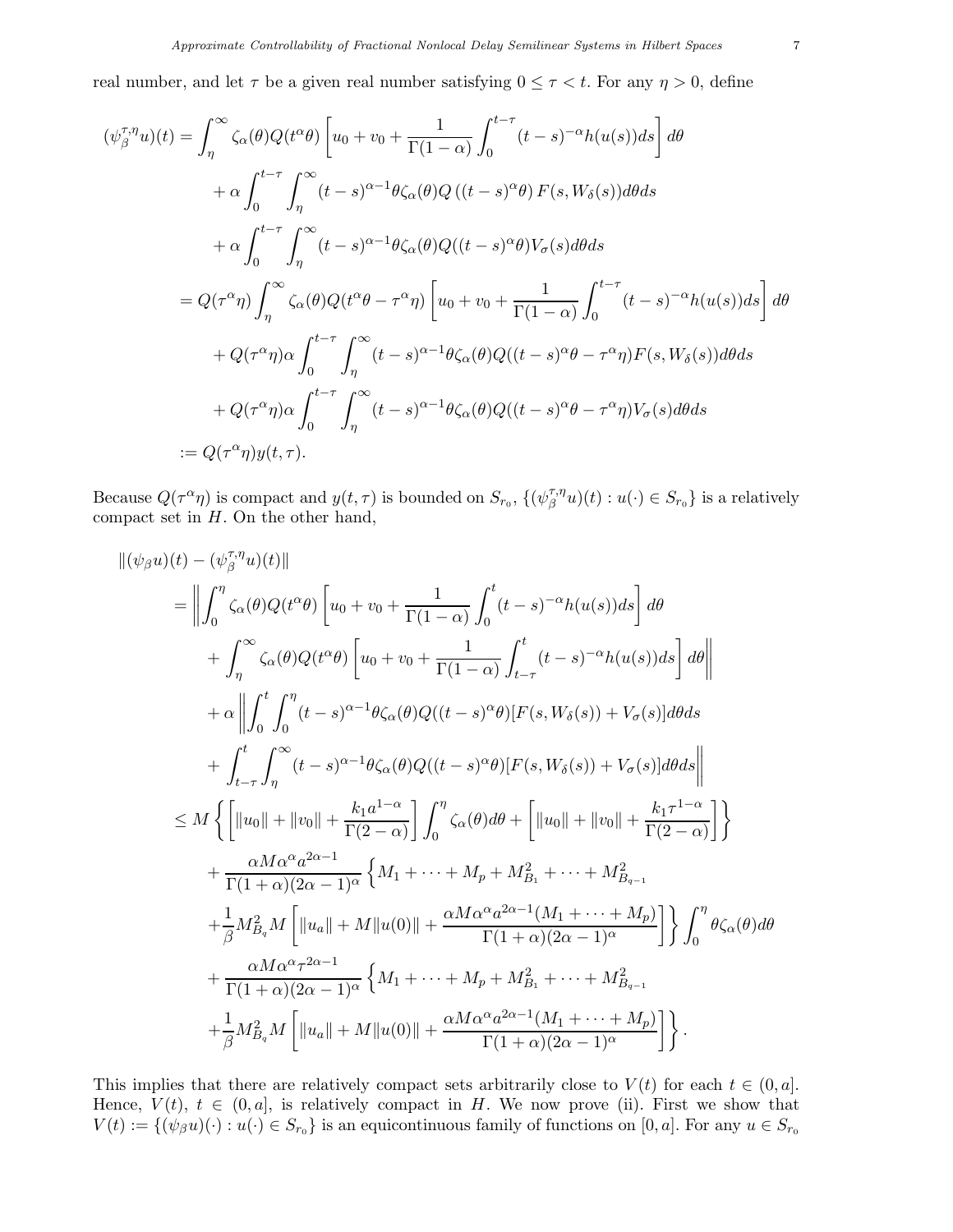real number, and let $\tau$ be a given real number satisfying $0 \leq \tau < t$. For any $\eta > 0$, define

$$
\begin{aligned}
(\psi_\beta^{\tau,\eta} u)(t) &= \int_\eta^\infty \zeta_\alpha(\theta) Q(t^\alpha \theta) \left[ u_0 + v_0 + \frac{1}{\Gamma(1-\alpha)} \int_0^{t-\tau} (t-s)^{-\alpha} h(u(s)) ds \right] d\theta \\
&\quad + \alpha \int_0^{t-\tau} \int_\eta^\infty (t-s)^{\alpha-1} \theta \zeta_\alpha(\theta) Q\left((t-s)^\alpha \theta\right) F(s, W_\delta(s)) d\theta ds \\
&\quad + \alpha \int_0^{t-\tau} \int_\eta^\infty (t-s)^{\alpha-1} \theta \zeta_\alpha(\theta) Q((t-s)^\alpha \theta) V_\sigma(s) d\theta ds \\
&= Q(\tau^\alpha \eta) \int_\eta^\infty \zeta_\alpha(\theta) Q(t^\alpha \theta - \tau^\alpha \eta) \left[ u_0 + v_0 + \frac{1}{\Gamma(1-\alpha)} \int_0^{t-\tau} (t-s)^{-\alpha} h(u(s)) ds \right] d\theta \\
&\quad + Q(\tau^\alpha \eta) \alpha \int_0^{t-\tau} \int_\eta^\infty (t-s)^{\alpha-1} \theta \zeta_\alpha(\theta) Q((t-s)^\alpha \theta - \tau^\alpha \eta) F(s, W_\delta(s)) d\theta ds \\
&\quad + Q(\tau^\alpha \eta) \alpha \int_0^{t-\tau} \int_\eta^\infty (t-s)^{\alpha-1} \theta \zeta_\alpha(\theta) Q((t-s)^\alpha \theta - \tau^\alpha \eta) V_\sigma(s) d\theta ds \\
&:= Q(\tau^\alpha \eta) y(t, \tau).
\end{aligned}
$$

Because $Q(\tau^\alpha \eta)$ is compact and $y(t,\tau)$ is bounded on $S_{r_0}$, $\{(\psi_\beta^{\tau,\eta} u)(t) : u(\cdot) \in S_{r_0}\}$ is a relatively compact set in $H$. On the other hand,

$$
\begin{aligned}
&\|(\psi_\beta u)(t) - (\psi_\beta^{\tau,\eta} u)(t)\| \\
&= \left\| \int_0^\eta \zeta_\alpha(\theta) Q(t^\alpha \theta) \left[ u_0 + v_0 + \frac{1}{\Gamma(1-\alpha)} \int_0^t (t-s)^{-\alpha} h(u(s)) ds \right] d\theta \right. \\
&\quad \left. + \int_\eta^\infty \zeta_\alpha(\theta) Q(t^\alpha \theta) \left[ u_0 + v_0 + \frac{1}{\Gamma(1-\alpha)} \int_{t-\tau}^t (t-s)^{-\alpha} h(u(s)) ds \right] d\theta \right\| \\
&\quad + \alpha \left\| \int_0^t \int_0^\eta (t-s)^{\alpha-1} \theta \zeta_\alpha(\theta) Q((t-s)^\alpha \theta) [F(s, W_\delta(s)) + V_\sigma(s)] d\theta ds \right. \\
&\quad \left. + \int_{t-\tau}^t \int_\eta^\infty (t-s)^{\alpha-1} \theta \zeta_\alpha(\theta) Q((t-s)^\alpha \theta) [F(s, W_\delta(s)) + V_\sigma(s)] d\theta ds \right\| \\
&\leq M \left\{ \left[ \|u_0\| + \|v_0\| + \frac{k_1 a^{1-\alpha}}{\Gamma(2-\alpha)} \right] \int_0^\eta \zeta_\alpha(\theta) d\theta + \left[ \|u_0\| + \|v_0\| + \frac{k_1 \tau^{1-\alpha}}{\Gamma(2-\alpha)} \right] \right\} \\
&\quad + \frac{\alpha M \alpha^\alpha a^{2\alpha-1}}{\Gamma(1+\alpha)(2\alpha-1)^\alpha} \left\{ M_1 + \cdots + M_p + M_{B_1}^2 + \cdots + M_{B_{q-1}}^2 \right. \\
&\quad \left. + \frac{1}{\beta} M_{B_q}^2 M \left[ \|u_a\| + M\|u(0)\| + \frac{\alpha M \alpha^\alpha a^{2\alpha-1}(M_1 + \cdots + M_p)}{\Gamma(1+\alpha)(2\alpha-1)^\alpha} \right] \right\} \int_0^\eta \theta \zeta_\alpha(\theta) d\theta \\
&\quad + \frac{\alpha M \alpha^\alpha \tau^{2\alpha-1}}{\Gamma(1+\alpha)(2\alpha-1)^\alpha} \left\{ M_1 + \cdots + M_p + M_{B_1}^2 + \cdots + M_{B_{q-1}}^2 \right. \\
&\quad \left. + \frac{1}{\beta} M_{B_q}^2 M \left[ \|u_a\| + M\|u(0)\| + \frac{\alpha M \alpha^\alpha a^{2\alpha-1}(M_1 + \cdots + M_p)}{\Gamma(1+\alpha)(2\alpha-1)^\alpha} \right] \right\}.
\end{aligned}
$$

This implies that there are relatively compact sets arbitrarily close to $V(t)$ for each $t \in (0, a]$. Hence, $V(t)$, $t \in (0, a]$, is relatively compact in $H$. We now prove (ii). First we show that $V(t) := \{(\psi_\beta u)(\cdot) : u(\cdot) \in S_{r_0}\}$ is an equicontinuous family of functions on $[0, a]$. For any $u \in S_{r_0}$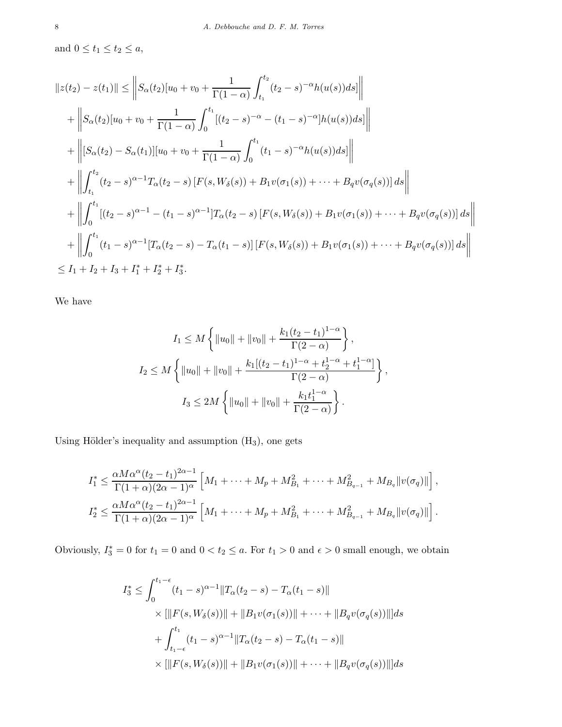and $0 \leq t_1 \leq t_2 \leq a$,

$$
\begin{aligned}
\|z(t_2) - z(t_1)\| &\leq \left\| S_\alpha(t_2)[u_0 + v_0 + \frac{1}{\Gamma(1-\alpha)} \int_{t_1}^{t_2} (t_2 - s)^{-\alpha} h(u(s)) ds] \right\| \\
&+ \left\| S_\alpha(t_2)[u_0 + v_0 + \frac{1}{\Gamma(1-\alpha)} \int_0^{t_1} [(t_2 - s)^{-\alpha} - (t_1 - s)^{-\alpha}] h(u(s)) ds] \right\| \\
&+ \left\| [S_\alpha(t_2) - S_\alpha(t_1)][u_0 + v_0 + \frac{1}{\Gamma(1-\alpha)} \int_0^{t_1} (t_1 - s)^{-\alpha} h(u(s)) ds] \right\| \\
&+ \left\| \int_{t_1}^{t_2} (t_2 - s)^{\alpha - 1} T_\alpha(t_2 - s) \left[ F(s, W_\delta(s)) + B_1 v(\sigma_1(s)) + \cdots + B_q v(\sigma_q(s)) \right] ds \right\| \\
&+ \left\| \int_0^{t_1} [(t_2 - s)^{\alpha - 1} - (t_1 - s)^{\alpha - 1}] T_\alpha(t_2 - s) \left[ F(s, W_\delta(s)) + B_1 v(\sigma_1(s)) + \cdots + B_q v(\sigma_q(s)) \right] ds \right\| \\
&+ \left\| \int_0^{t_1} (t_1 - s)^{\alpha - 1} [T_\alpha(t_2 - s) - T_\alpha(t_1 - s)] \left[ F(s, W_\delta(s)) + B_1 v(\sigma_1(s)) + \cdots + B_q v(\sigma_q(s)) \right] ds \right\| \\
&\leq I_1 + I_2 + I_3 + I_1^* + I_2^* + I_3^*.
\end{aligned}
$$

We have

$$
I_1 \leq M \left\{ \|u_0\| + \|v_0\| + \frac{k_1 (t_2 - t_1)^{1-\alpha}}{\Gamma(2-\alpha)} \right\},
$$

$$
I_2 \leq M \left\{ \|u_0\| + \|v_0\| + \frac{k_1 [(t_2 - t_1)^{1-\alpha} + t_2^{1-\alpha} + t_1^{1-\alpha}]}{\Gamma(2-\alpha)} \right\},
$$

$$
I_3 \leq 2M \left\{ \|u_0\| + \|v_0\| + \frac{k_1 t_1^{1-\alpha}}{\Gamma(2-\alpha)} \right\}.
$$

Using Hölder's inequality and assumption ($\mathrm{H}_3$), one gets

$$
I_1^* \leq \frac{\alpha M \alpha^\alpha (t_2 - t_1)^{2\alpha - 1}}{\Gamma(1+\alpha)(2\alpha - 1)^\alpha} \left[ M_1 + \cdots + M_p + M_{B_1}^2 + \cdots + M_{B_{q-1}}^2 + M_{B_q} \|v(\sigma_q)\| \right],
$$

$$
I_2^* \leq \frac{\alpha M \alpha^\alpha (t_2 - t_1)^{2\alpha - 1}}{\Gamma(1+\alpha)(2\alpha - 1)^\alpha} \left[ M_1 + \cdots + M_p + M_{B_1}^2 + \cdots + M_{B_{q-1}}^2 + M_{B_q} \|v(\sigma_q)\| \right].
$$

Obviously, $I_3^* = 0$ for $t_1 = 0$ and $0 < t_2 \leq a$. For $t_1 > 0$ and $\epsilon > 0$ small enough, we obtain

$$
\begin{aligned}
I_3^* \leq & \int_0^{t_1 - \epsilon} (t_1 - s)^{\alpha - 1} \|T_\alpha(t_2 - s) - T_\alpha(t_1 - s)\| \\
& \times [\|F(s, W_\delta(s))\| + \|B_1 v(\sigma_1(s))\| + \cdots + \|B_q v(\sigma_q(s))\|] ds \\
& + \int_{t_1 - \epsilon}^{t_1} (t_1 - s)^{\alpha - 1} \|T_\alpha(t_2 - s) - T_\alpha(t_1 - s)\| \\
& \times [\|F(s, W_\delta(s))\| + \|B_1 v(\sigma_1(s))\| + \cdots + \|B_q v(\sigma_q(s))\|] ds
\end{aligned}
$$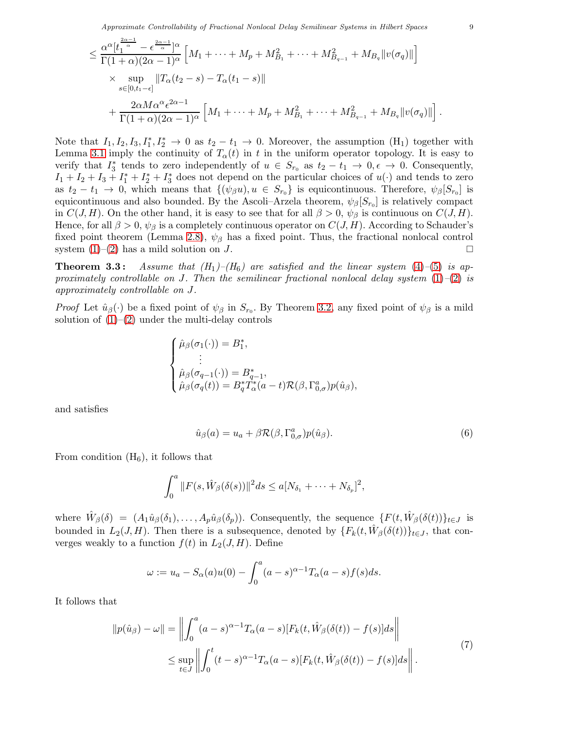$$
\begin{aligned}
&\leq \frac{\alpha^\alpha [t_1^{\frac{2\alpha-1}{\alpha}} - \epsilon^{\frac{2\alpha-1}{\alpha}}]^\alpha}{\Gamma(1+\alpha)(2\alpha-1)^\alpha} \left[ M_1 + \cdots + M_p + M_{B_1}^2 + \cdots + M_{B_{q-1}}^2 + M_{B_q} \|v(\sigma_q)\| \right] \\
&\quad \times \sup_{s \in [0, t_1 - \epsilon]} \|T_\alpha(t_2 - s) - T_\alpha(t_1 - s)\| \\
&\quad + \frac{2\alpha M \alpha^\alpha \epsilon^{2\alpha-1}}{\Gamma(1+\alpha)(2\alpha-1)^\alpha} \left[ M_1 + \cdots + M_p + M_{B_1}^2 + \cdots + M_{B_{q-1}}^2 + M_{B_q} \|v(\sigma_q)\| \right].
\end{aligned}
$$

Note that $I_1, I_2, I_3, I_1^*, I_2^* \to 0$ as $t_2 - t_1 \to 0$. Moreover, the assumption (H$_1$) together with Lemma 3.1 imply the continuity of $T_\alpha(t)$ in $t$ in the uniform operator topology. It is easy to verify that $I_3^*$ tends to zero independently of $u \in S_{r_0}$ as $t_2 - t_1 \to 0, \epsilon \to 0$. Consequently, $I_1 + I_2 + I_3 + I_1^* + I_2^* + I_3^*$ does not depend on the particular choices of $u(\cdot)$ and tends to zero as $t_2 - t_1 \to 0$, which means that $\{(\psi_\beta u), u \in S_{r_0}\}$ is equicontinuous. Therefore, $\psi_\beta[S_{r_0}]$ is equicontinuous and also bounded. By the Ascoli–Arzela theorem, $\psi_\beta[S_{r_0}]$ is relatively compact in $C(J, H)$. On the other hand, it is easy to see that for all $\beta > 0$, $\psi_\beta$ is continuous on $C(J, H)$. Hence, for all $\beta > 0$, $\psi_\beta$ is a completely continuous operator on $C(J, H)$. According to Schauder's fixed point theorem (Lemma 2.8), $\psi_\beta$ has a fixed point. Thus, the fractional nonlocal control system (1)–(2) has a mild solution on $J$. □

**Theorem 3.3:** *Assume that (H$_1$)–(H$_6$) are satisfied and the linear system (4)–(5) is approximately controllable on $J$. Then the semilinear fractional nonlocal delay system (1)–(2) is approximately controllable on $J$.*

*Proof* Let $\hat{u}_\beta(\cdot)$ be a fixed point of $\psi_\beta$ in $S_{r_0}$. By Theorem 3.2, any fixed point of $\psi_\beta$ is a mild solution of (1)–(2) under the multi-delay controls

$$
\begin{cases}
\hat{\mu}_\beta(\sigma_1(\cdot)) = B_1^*, \\
\quad\vdots \\
\hat{\mu}_\beta(\sigma_{q-1}(\cdot)) = B_{q-1}^*, \\
\hat{\mu}_\beta(\sigma_q(t)) = B_q^* T_\alpha^*(a - t)\mathcal{R}(\beta, \Gamma_{0,\sigma}^a) p(\hat{u}_\beta),
\end{cases}
$$

and satisfies

$$
\hat{u}_\beta(a) = u_a + \beta \mathcal{R}(\beta, \Gamma_{0,\sigma}^a) p(\hat{u}_\beta). \tag{6}
$$

From condition (H$_6$), it follows that

$$
\int_0^a \|F(s, \hat{W}_\beta(\delta(s))\|^2 ds \leq a[N_{\delta_1} + \cdots + N_{\delta_p}]^2,
$$

where $\hat{W}_\beta(\delta) = (A_1 \hat{u}_\beta(\delta_1), \ldots, A_p \hat{u}_\beta(\delta_p))$. Consequently, the sequence $\{F(t, \hat{W}_\beta(\delta(t))\}_{t \in J}$ is bounded in $L_2(J, H)$. Then there is a subsequence, denoted by $\{F_k(t, \hat{W}_\beta(\delta(t))\}_{t \in J}$, that converges weakly to a function $f(t)$ in $L_2(J, H)$. Define

$$
\omega := u_a - S_\alpha(a) u(0) - \int_0^a (a - s)^{\alpha - 1} T_\alpha(a - s) f(s) ds.
$$

It follows that

$$
\begin{aligned}
\|p(\hat{u}_\beta) - \omega\| &= \left\| \int_0^a (a - s)^{\alpha - 1} T_\alpha(a - s) [F_k(t, \hat{W}_\beta(\delta(t)) - f(s)] ds \right\| \\
&\leq \sup_{t \in J} \left\| \int_0^t (t - s)^{\alpha - 1} T_\alpha(a - s) [F_k(t, \hat{W}_\beta(\delta(t)) - f(s)] ds \right\|.
\end{aligned} \tag{7}
$$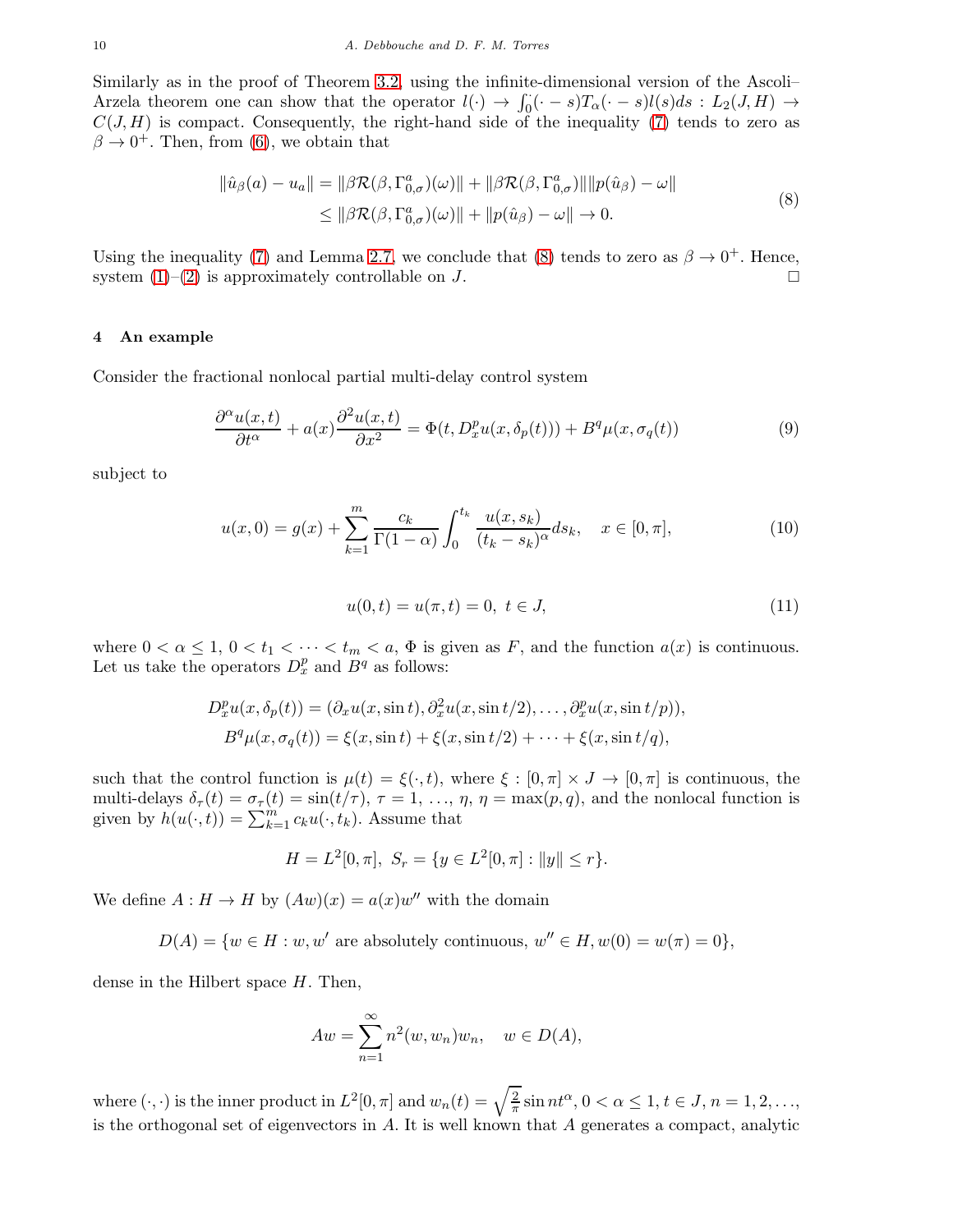Similarly as in the proof of Theorem 3.2, using the infinite-dimensional version of the Ascoli–Arzela theorem one can show that the operator $l(\cdot) \to \int_0^{\cdot} (\cdot - s) T_\alpha(\cdot - s) l(s) ds : L_2(J, H) \to C(J, H)$ is compact. Consequently, the right-hand side of the inequality (7) tends to zero as $\beta \to 0^+$. Then, from (6), we obtain that

$$
\begin{aligned}
\|\hat{u}_\beta(a) - u_a\| &= \|\beta \mathcal{R}(\beta, \Gamma_{0,\sigma}^a)(\omega)\| + \|\beta \mathcal{R}(\beta, \Gamma_{0,\sigma}^a)\| \|p(\hat{u}_\beta) - \omega\| \\
&\leq \|\beta \mathcal{R}(\beta, \Gamma_{0,\sigma}^a)(\omega)\| + \|p(\hat{u}_\beta) - \omega\| \to 0.
\end{aligned} \tag{8}
$$

Using the inequality (7) and Lemma 2.7, we conclude that (8) tends to zero as $\beta \to 0^+$. Hence, system (1)–(2) is approximately controllable on $J$. $\square$

## 4 An example

Consider the fractional nonlocal partial multi-delay control system

$$
\frac{\partial^\alpha u(x,t)}{\partial t^\alpha} + a(x) \frac{\partial^2 u(x,t)}{\partial x^2} = \Phi(t, D_x^p u(x, \delta_p(t))) + B^q \mu(x, \sigma_q(t)) \tag{9}
$$

subject to

$$
u(x, 0) = g(x) + \sum_{k=1}^{m} \frac{c_k}{\Gamma(1-\alpha)} \int_0^{t_k} \frac{u(x, s_k)}{(t_k - s_k)^\alpha} ds_k, \quad x \in [0, \pi], \tag{10}
$$

$$
u(0, t) = u(\pi, t) = 0, \ t \in J, \tag{11}
$$

where $0 < \alpha \leq 1$, $0 < t_1 < \cdots < t_m < a$, $\Phi$ is given as $F$, and the function $a(x)$ is continuous. Let us take the operators $D_x^p$ and $B^q$ as follows:

$$
\begin{aligned}
D_x^p u(x, \delta_p(t)) &= (\partial_x u(x, \sin t), \partial_x^2 u(x, \sin t/2), \ldots, \partial_x^p u(x, \sin t/p)), \\
B^q \mu(x, \sigma_q(t)) &= \xi(x, \sin t) + \xi(x, \sin t/2) + \cdots + \xi(x, \sin t/q),
\end{aligned}
$$

such that the control function is $\mu(t) = \xi(\cdot, t)$, where $\xi : [0, \pi] \times J \to [0, \pi]$ is continuous, the multi-delays $\delta_\tau(t) = \sigma_\tau(t) = \sin(t/\tau)$, $\tau = 1, \ldots, \eta$, $\eta = \max(p, q)$, and the nonlocal function is given by $h(u(\cdot, t)) = \sum_{k=1}^{m} c_k u(\cdot, t_k)$. Assume that

$$
H = L^2[0, \pi], \ S_r = \{y \in L^2[0, \pi] : \|y\| \leq r\}.
$$

We define $A : H \to H$ by $(Aw)(x) = a(x) w''$ with the domain

$$
D(A) = \{w \in H : w, w' \text{ are absolutely continuous}, w'' \in H, w(0) = w(\pi) = 0\},
$$

dense in the Hilbert space $H$. Then,

$$
Aw = \sum_{n=1}^{\infty} n^2 (w, w_n) w_n, \quad w \in D(A),
$$

where $(\cdot, \cdot)$ is the inner product in $L^2[0, \pi]$ and $w_n(t) = \sqrt{\frac{2}{\pi}} \sin n t^\alpha$, $0 < \alpha \leq 1$, $t \in J$, $n = 1, 2, \ldots$, is the orthogonal set of eigenvectors in $A$. It is well known that $A$ generates a compact, analytic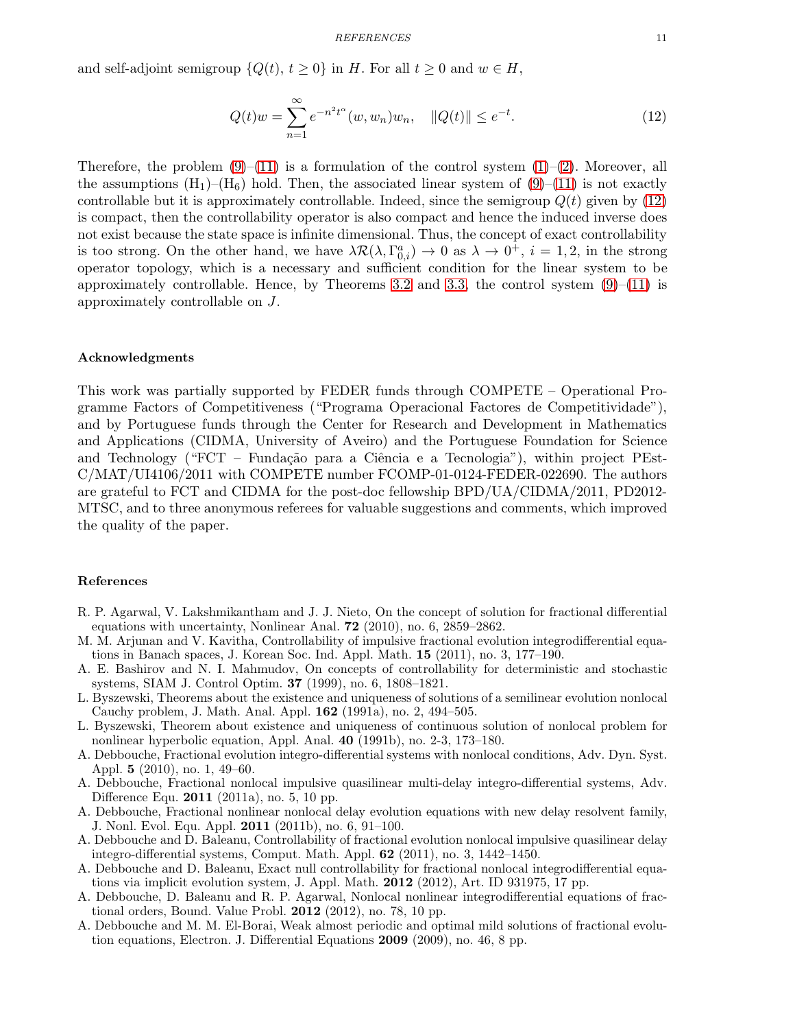and self-adjoint semigroup $\{Q(t),\, t \geq 0\}$ in $H$. For all $t \geq 0$ and $w \in H$,

$$Q(t)w = \sum_{n=1}^{\infty} e^{-n^2 t^{\alpha}} (w, w_n) w_n, \quad \|Q(t)\| \leq e^{-t}. \tag{12}$$

Therefore, the problem (9)–(11) is a formulation of the control system (1)–(2). Moreover, all the assumptions $(H_1)$–$(H_6)$ hold. Then, the associated linear system of (9)–(11) is not exactly controllable but it is approximately controllable. Indeed, since the semigroup $Q(t)$ given by (12) is compact, then the controllability operator is also compact and hence the induced inverse does not exist because the state space is infinite dimensional. Thus, the concept of exact controllability is too strong. On the other hand, we have $\lambda \mathcal{R}(\lambda, \Gamma_{0,i}^{a}) \to 0$ as $\lambda \to 0^{+}$, $i = 1, 2$, in the strong operator topology, which is a necessary and sufficient condition for the linear system to be approximately controllable. Hence, by Theorems 3.2 and 3.3, the control system (9)–(11) is approximately controllable on $J$.

## Acknowledgments

This work was partially supported by FEDER funds through COMPETE – Operational Programme Factors of Competitiveness ("Programa Operacional Factores de Competitividade"), and by Portuguese funds through the Center for Research and Development in Mathematics and Applications (CIDMA, University of Aveiro) and the Portuguese Foundation for Science and Technology ("FCT – Fundação para a Ciência e a Tecnologia"), within project PEst-C/MAT/UI4106/2011 with COMPETE number FCOMP-01-0124-FEDER-022690. The authors are grateful to FCT and CIDMA for the post-doc fellowship BPD/UA/CIDMA/2011, PD2012-MTSC, and to three anonymous referees for valuable suggestions and comments, which improved the quality of the paper.

## References

R. P. Agarwal, V. Lakshmikantham and J. J. Nieto, On the concept of solution for fractional differential equations with uncertainty, Nonlinear Anal. **72** (2010), no. 6, 2859–2862.

M. M. Arjunan and V. Kavitha, Controllability of impulsive fractional evolution integrodifferential equations in Banach spaces, J. Korean Soc. Ind. Appl. Math. **15** (2011), no. 3, 177–190.

A. E. Bashirov and N. I. Mahmudov, On concepts of controllability for deterministic and stochastic systems, SIAM J. Control Optim. **37** (1999), no. 6, 1808–1821.

L. Byszewski, Theorems about the existence and uniqueness of solutions of a semilinear evolution nonlocal Cauchy problem, J. Math. Anal. Appl. **162** (1991a), no. 2, 494–505.

L. Byszewski, Theorem about existence and uniqueness of continuous solution of nonlocal problem for nonlinear hyperbolic equation, Appl. Anal. **40** (1991b), no. 2-3, 173–180.

A. Debbouche, Fractional evolution integro-differential systems with nonlocal conditions, Adv. Dyn. Syst. Appl. **5** (2010), no. 1, 49–60.

A. Debbouche, Fractional nonlocal impulsive quasilinear multi-delay integro-differential systems, Adv. Difference Equ. **2011** (2011a), no. 5, 10 pp.

A. Debbouche, Fractional nonlinear nonlocal delay evolution equations with new delay resolvent family, J. Nonl. Evol. Equ. Appl. **2011** (2011b), no. 6, 91–100.

A. Debbouche and D. Baleanu, Controllability of fractional evolution nonlocal impulsive quasilinear delay integro-differential systems, Comput. Math. Appl. **62** (2011), no. 3, 1442–1450.

A. Debbouche and D. Baleanu, Exact null controllability for fractional nonlocal integrodifferential equations via implicit evolution system, J. Appl. Math. **2012** (2012), Art. ID 931975, 17 pp.

A. Debbouche, D. Baleanu and R. P. Agarwal, Nonlocal nonlinear integrodifferential equations of fractional orders, Bound. Value Probl. **2012** (2012), no. 78, 10 pp.

A. Debbouche and M. M. El-Borai, Weak almost periodic and optimal mild solutions of fractional evolution equations, Electron. J. Differential Equations **2009** (2009), no. 46, 8 pp.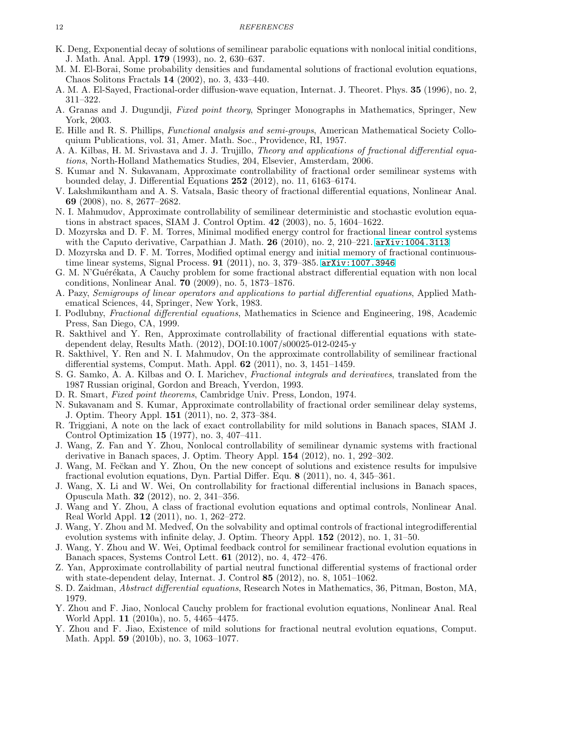K. Deng, Exponential decay of solutions of semilinear parabolic equations with nonlocal initial conditions, J. Math. Anal. Appl. **179** (1993), no. 2, 630–637.

M. M. El-Borai, Some probability densities and fundamental solutions of fractional evolution equations, Chaos Solitons Fractals **14** (2002), no. 3, 433–440.

A. M. A. El-Sayed, Fractional-order diffusion-wave equation, Internat. J. Theoret. Phys. **35** (1996), no. 2, 311–322.

A. Granas and J. Dugundji, *Fixed point theory*, Springer Monographs in Mathematics, Springer, New York, 2003.

E. Hille and R. S. Phillips, *Functional analysis and semi-groups*, American Mathematical Society Colloquium Publications, vol. 31, Amer. Math. Soc., Providence, RI, 1957.

A. A. Kilbas, H. M. Srivastava and J. J. Trujillo, *Theory and applications of fractional differential equations*, North-Holland Mathematics Studies, 204, Elsevier, Amsterdam, 2006.

S. Kumar and N. Sukavanam, Approximate controllability of fractional order semilinear systems with bounded delay, J. Differential Equations **252** (2012), no. 11, 6163–6174.

V. Lakshmikantham and A. S. Vatsala, Basic theory of fractional differential equations, Nonlinear Anal. **69** (2008), no. 8, 2677–2682.

N. I. Mahmudov, Approximate controllability of semilinear deterministic and stochastic evolution equations in abstract spaces, SIAM J. Control Optim. **42** (2003), no. 5, 1604–1622.

D. Mozyrska and D. F. M. Torres, Minimal modified energy control for fractional linear control systems with the Caputo derivative, Carpathian J. Math. **26** (2010), no. 2, 210–221. arXiv:1004.3113

D. Mozyrska and D. F. M. Torres, Modified optimal energy and initial memory of fractional continuous-time linear systems, Signal Process. **91** (2011), no. 3, 379–385. arXiv:1007.3946

G. M. N'Guérékata, A Cauchy problem for some fractional abstract differential equation with non local conditions, Nonlinear Anal. **70** (2009), no. 5, 1873–1876.

A. Pazy, *Semigroups of linear operators and applications to partial differential equations*, Applied Mathematical Sciences, 44, Springer, New York, 1983.

I. Podlubny, *Fractional differential equations*, Mathematics in Science and Engineering, 198, Academic Press, San Diego, CA, 1999.

R. Sakthivel and Y. Ren, Approximate controllability of fractional differential equations with state-dependent delay, Results Math. (2012), DOI:10.1007/s00025-012-0245-y

R. Sakthivel, Y. Ren and N. I. Mahmudov, On the approximate controllability of semilinear fractional differential systems, Comput. Math. Appl. **62** (2011), no. 3, 1451–1459.

S. G. Samko, A. A. Kilbas and O. I. Marichev, *Fractional integrals and derivatives*, translated from the 1987 Russian original, Gordon and Breach, Yverdon, 1993.

D. R. Smart, *Fixed point theorems*, Cambridge Univ. Press, London, 1974.

N. Sukavanam and S. Kumar, Approximate controllability of fractional order semilinear delay systems, J. Optim. Theory Appl. **151** (2011), no. 2, 373–384.

R. Triggiani, A note on the lack of exact controllability for mild solutions in Banach spaces, SIAM J. Control Optimization **15** (1977), no. 3, 407–411.

J. Wang, Z. Fan and Y. Zhou, Nonlocal controllability of semilinear dynamic systems with fractional derivative in Banach spaces, J. Optim. Theory Appl. **154** (2012), no. 1, 292–302.

J. Wang, M. Fečkan and Y. Zhou, On the new concept of solutions and existence results for impulsive fractional evolution equations, Dyn. Partial Differ. Equ. **8** (2011), no. 4, 345–361.

J. Wang, X. Li and W. Wei, On controllability for fractional differential inclusions in Banach spaces, Opuscula Math. **32** (2012), no. 2, 341–356.

J. Wang and Y. Zhou, A class of fractional evolution equations and optimal controls, Nonlinear Anal. Real World Appl. **12** (2011), no. 1, 262–272.

J. Wang, Y. Zhou and M. Medveď, On the solvability and optimal controls of fractional integrodifferential evolution systems with infinite delay, J. Optim. Theory Appl. **152** (2012), no. 1, 31–50.

J. Wang, Y. Zhou and W. Wei, Optimal feedback control for semilinear fractional evolution equations in Banach spaces, Systems Control Lett. **61** (2012), no. 4, 472–476.

Z. Yan, Approximate controllability of partial neutral functional differential systems of fractional order with state-dependent delay, Internat. J. Control **85** (2012), no. 8, 1051–1062.

S. D. Zaidman, *Abstract differential equations*, Research Notes in Mathematics, 36, Pitman, Boston, MA, 1979.

Y. Zhou and F. Jiao, Nonlocal Cauchy problem for fractional evolution equations, Nonlinear Anal. Real World Appl. **11** (2010a), no. 5, 4465–4475.

Y. Zhou and F. Jiao, Existence of mild solutions for fractional neutral evolution equations, Comput. Math. Appl. **59** (2010b), no. 3, 1063–1077.